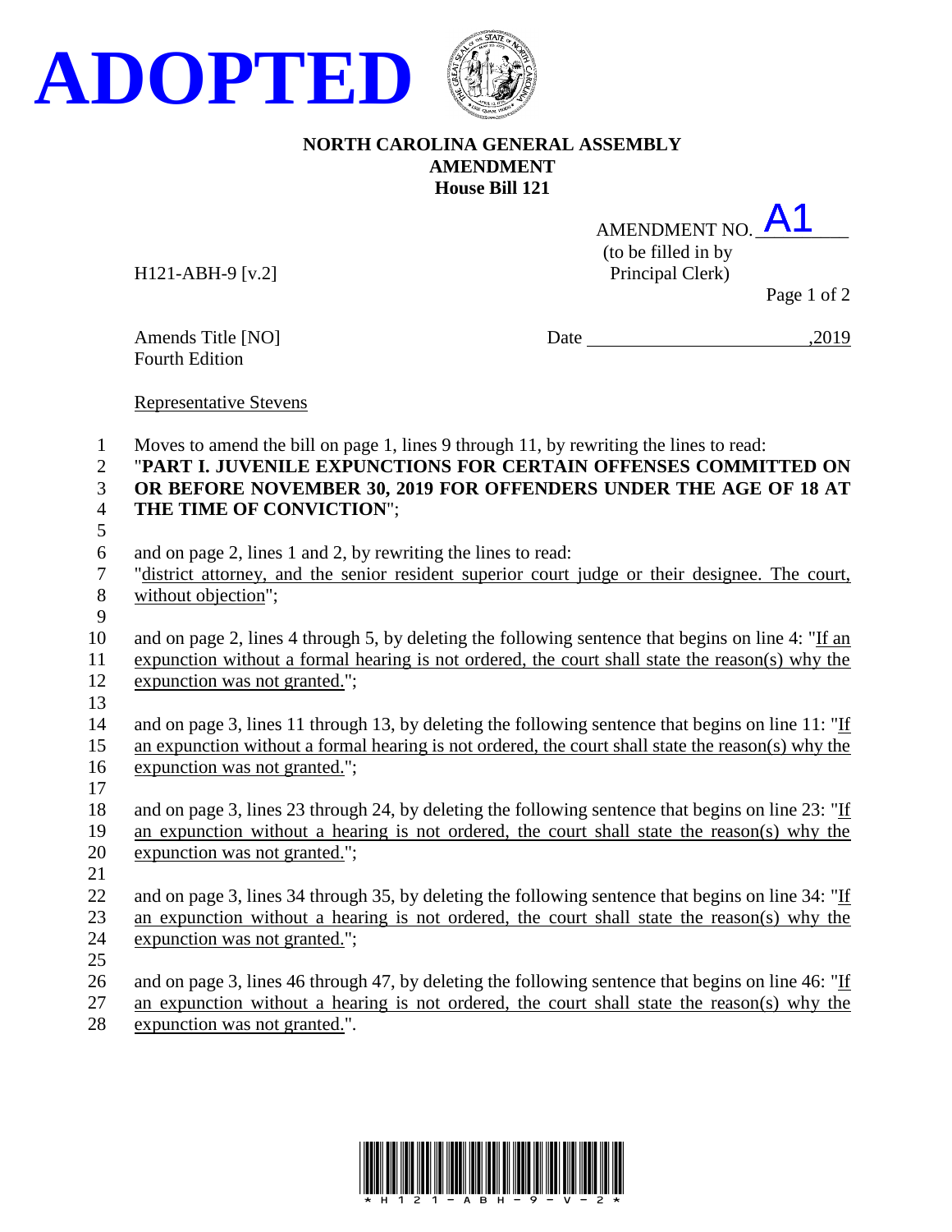**ADOPTED**

**NORTH CAROLINA GENERAL ASSEMBLY**
**AMENDMENT**
**House Bill 121**

AMENDMENT NO. A1
(to be filled in by Principal Clerk)

H121-ABH-9 [v.2]

Amends Title [NO]
Fourth Edition

Date ,2019

Representative Stevens

Moves to amend the bill on page 1, lines 9 through 11, by rewriting the lines to read:
"**PART I. JUVENILE EXPUNCTIONS FOR CERTAIN OFFENSES COMMITTED ON OR BEFORE NOVEMBER 30, 2019 FOR OFFENDERS UNDER THE AGE OF 18 AT THE TIME OF CONVICTION**";

and on page 2, lines 1 and 2, by rewriting the lines to read:
"district attorney, and the senior resident superior court judge or their designee. The court, without objection";

and on page 2, lines 4 through 5, by deleting the following sentence that begins on line 4: "If an expunction without a formal hearing is not ordered, the court shall state the reason(s) why the expunction was not granted.";

and on page 3, lines 11 through 13, by deleting the following sentence that begins on line 11: "If an expunction without a formal hearing is not ordered, the court shall state the reason(s) why the expunction was not granted.";

and on page 3, lines 23 through 24, by deleting the following sentence that begins on line 23: "If an expunction without a hearing is not ordered, the court shall state the reason(s) why the expunction was not granted.";

and on page 3, lines 34 through 35, by deleting the following sentence that begins on line 34: "If an expunction without a hearing is not ordered, the court shall state the reason(s) why the expunction was not granted.";

and on page 3, lines 46 through 47, by deleting the following sentence that begins on line 46: "If an expunction without a hearing is not ordered, the court shall state the reason(s) why the expunction was not granted.".

*H121-ABH-9-V-2*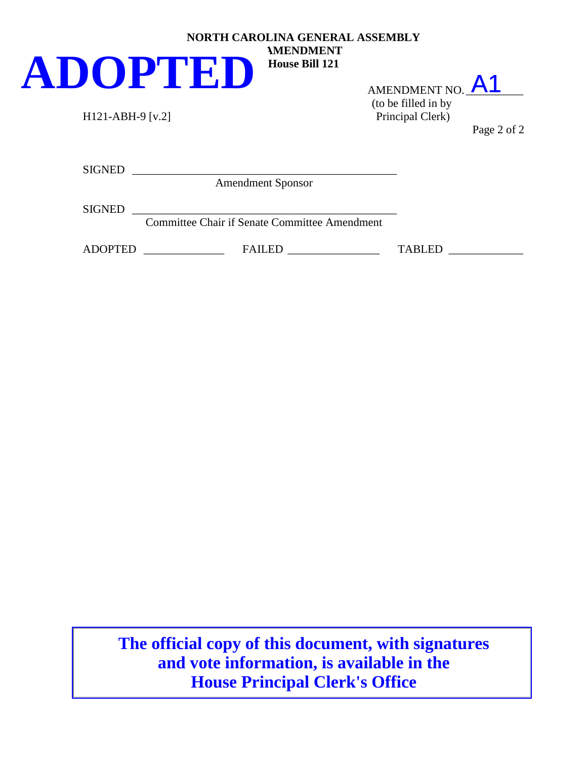**NORTH CAROLINA GENERAL ASSEMBLY**
**AMENDMENT**
**House Bill 121**

# ADOPTED

H121-ABH-9 [v.2]

AMENDMENT NO. A1
(to be filled in by Principal Clerk)

SIGNED ______________________________________________
Amendment Sponsor

SIGNED ______________________________________________
Committee Chair if Senate Committee Amendment

ADOPTED _____________ FAILED ______________ TABLED ____________

**The official copy of this document, with signatures and vote information, is available in the House Principal Clerk's Office**